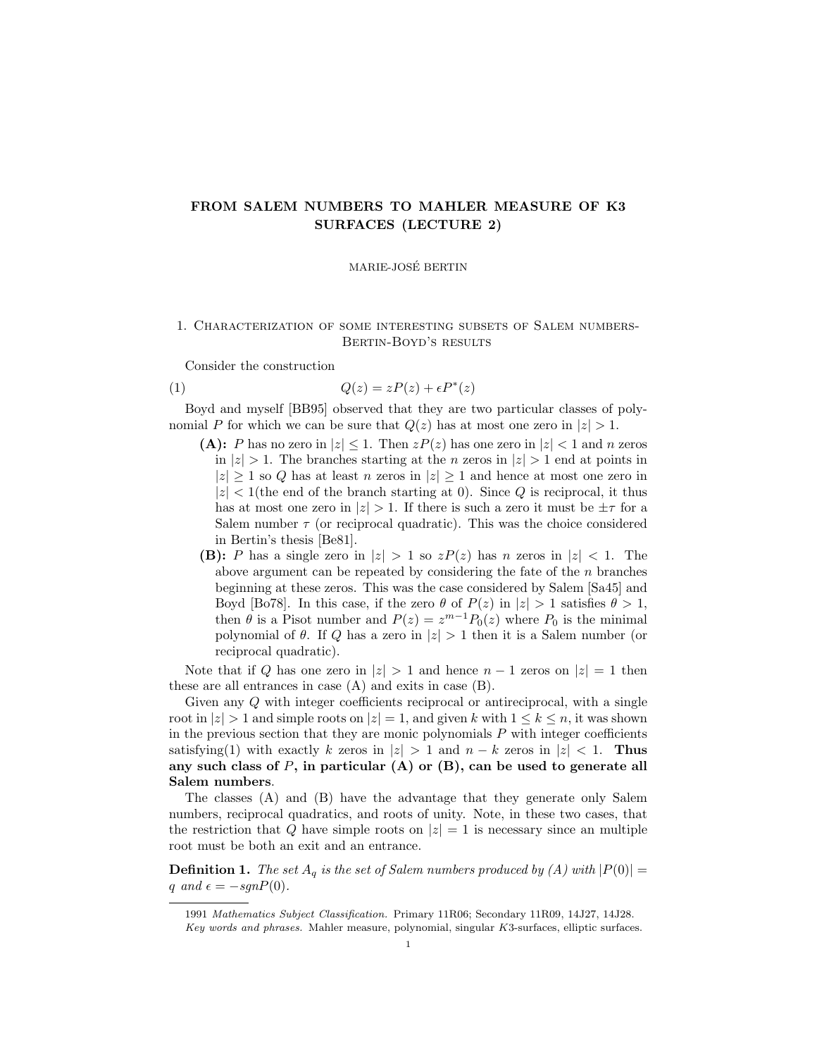# FROM SALEM NUMBERS TO MAHLER MEASURE OF K3 SURFACES (LECTURE 2)

MARIE-JOSÉ BERTIN

## 1. Characterization of some interesting subsets of Salem numbers- Bertin-Boyd's results

Consider the construction

$$Q(z) = zP(z) + \epsilon P^*(z) \tag{1}$$

Boyd and myself [BB95] observed that they are two particular classes of polynomial $P$ for which we can be sure that $Q(z)$ has at most one zero in $|z| > 1$.

- **(A):** $P$ has no zero in $|z| \leq 1$. Then $zP(z)$ has one zero in $|z| < 1$ and $n$ zeros in $|z| > 1$. The branches starting at the $n$ zeros in $|z| > 1$ end at points in $|z| \geq 1$ so $Q$ has at least $n$ zeros in $|z| \geq 1$ and hence at most one zero in $|z| < 1$(the end of the branch starting at 0). Since $Q$ is reciprocal, it thus has at most one zero in $|z| > 1$. If there is such a zero it must be $\pm\tau$ for a Salem number $\tau$ (or reciprocal quadratic). This was the choice considered in Bertin's thesis [Be81].
- **(B):** $P$ has a single zero in $|z| > 1$ so $zP(z)$ has $n$ zeros in $|z| < 1$. The above argument can be repeated by considering the fate of the $n$ branches beginning at these zeros. This was the case considered by Salem [Sa45] and Boyd [Bo78]. In this case, if the zero $\theta$ of $P(z)$ in $|z| > 1$ satisfies $\theta > 1$, then $\theta$ is a Pisot number and $P(z) = z^{m-1}P_0(z)$ where $P_0$ is the minimal polynomial of $\theta$. If $Q$ has a zero in $|z| > 1$ then it is a Salem number (or reciprocal quadratic).

Note that if $Q$ has one zero in $|z| > 1$ and hence $n-1$ zeros on $|z| = 1$ then these are all entrances in case (A) and exits in case (B).

Given any $Q$ with integer coefficients reciprocal or antireciprocal, with a single root in $|z| > 1$ and simple roots on $|z| = 1$, and given $k$ with $1 \leq k \leq n$, it was shown in the previous section that they are monic polynomials $P$ with integer coefficients satisfying(1) with exactly $k$ zeros in $|z| > 1$ and $n-k$ zeros in $|z| < 1$. **Thus any such class of $P$, in particular (A) or (B), can be used to generate all Salem numbers**.

The classes (A) and (B) have the advantage that they generate only Salem numbers, reciprocal quadratics, and roots of unity. Note, in these two cases, that the restriction that $Q$ have simple roots on $|z| = 1$ is necessary since an multiple root must be both an exit and an entrance.

**Definition 1.** *The set $A_q$ is the set of Salem numbers produced by (A) with $|P(0)| = q$ and $\epsilon = -sgnP(0)$.*

---

1991 *Mathematics Subject Classification.* Primary 11R06; Secondary 11R09, 14J27, 14J28.

*Key words and phrases.* Mahler measure, polynomial, singular $K3$-surfaces, elliptic surfaces.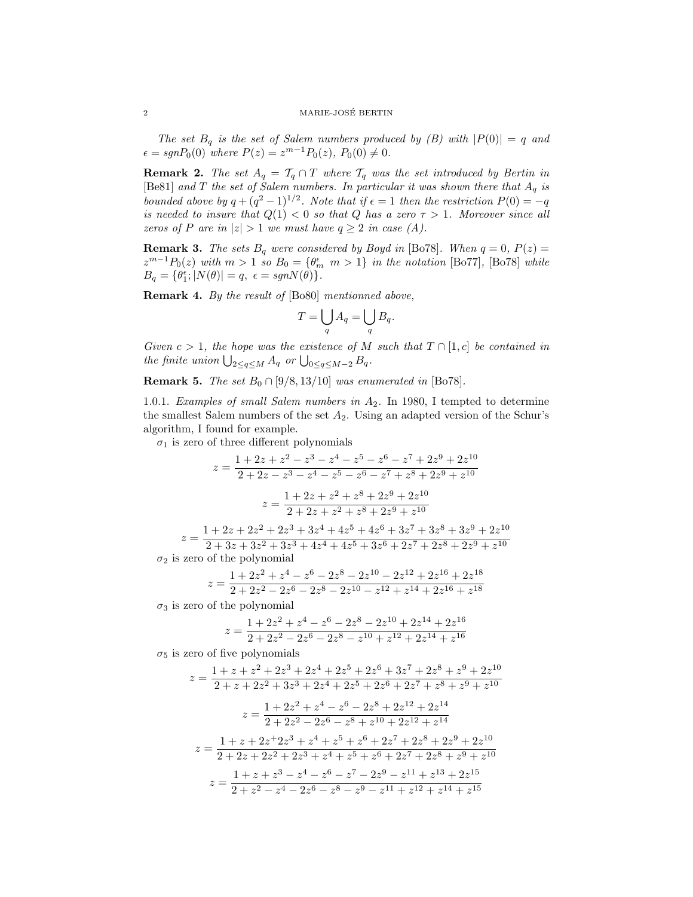*The set $B_q$ is the set of Salem numbers produced by (B) with $|P(0)| = q$ and $\epsilon = sgn P_0(0)$ where $P(z) = z^{m-1}P_0(z)$, $P_0(0) \neq 0$.*

**Remark 2.** *The set $A_q = \mathcal{T}_q \cap T$ where $\mathcal{T}_q$ was the set introduced by Bertin in* [Be81] *and $T$ the set of Salem numbers. In particular it was shown there that $A_q$ is bounded above by $q + (q^2-1)^{1/2}$. Note that if $\epsilon = 1$ then the restriction $P(0) = -q$ is needed to insure that $Q(1) < 0$ so that $Q$ has a zero $\tau > 1$. Moreover since all zeros of $P$ are in $|z| > 1$ we must have $q \geq 2$ in case (A).*

**Remark 3.** *The sets $B_q$ were considered by Boyd in* [Bo78]. *When $q = 0$, $P(z) = z^{m-1}P_0(z)$ with $m > 1$ so $B_0 = \{\theta_m^\epsilon \ m > 1\}$ in the notation* [Bo77], [Bo78] *while $B_q = \{\theta_1^\epsilon; |N(\theta)| = q,\ \epsilon = sgn N(\theta)\}$.*

**Remark 4.** *By the result of* [Bo80] *mentionned above,*

$$T = \bigcup_q A_q = \bigcup_q B_q.$$

*Given $c > 1$, the hope was the existence of $M$ such that $T \cap [1, c]$ be contained in the finite union $\bigcup_{2 \leq q \leq M} A_q$ or $\bigcup_{0 \leq q \leq M-2} B_q$.*

**Remark 5.** *The set $B_0 \cap [9/8, 13/10]$ was enumerated in* [Bo78].

1.0.1. *Examples of small Salem numbers in $A_2$.* In 1980, I tempted to determine the smallest Salem numbers of the set $A_2$. Using an adapted version of the Schur's algorithm, I found for example.

$\sigma_1$ is zero of three different polynomials

$$z = \frac{1 + 2z + z^2 - z^3 - z^4 - z^5 - z^6 - z^7 + 2z^9 + 2z^{10}}{2 + 2z - z^3 - z^4 - z^5 - z^6 - z^7 + z^8 + 2z^9 + z^{10}}$$

$$z = \frac{1 + 2z + z^2 + z^8 + 2z^9 + 2z^{10}}{2 + 2z + z^2 + z^8 + 2z^9 + z^{10}}$$

$$z = \frac{1 + 2z + 2z^2 + 2z^3 + 3z^4 + 4z^5 + 4z^6 + 3z^7 + 3z^8 + 3z^9 + 2z^{10}}{2 + 3z + 3z^2 + 3z^3 + 4z^4 + 4z^5 + 3z^6 + 2z^7 + 2z^8 + 2z^9 + z^{10}}$$

$\sigma_2$ is zero of the polynomial

$$z = \frac{1 + 2z^2 + z^4 - z^6 - 2z^8 - 2z^{10} - 2z^{12} + 2z^{16} + 2z^{18}}{2 + 2z^2 - 2z^6 - 2z^8 - 2z^{10} - z^{12} + z^{14} + 2z^{16} + z^{18}}$$

$\sigma_3$ is zero of the polynomial

$$z = \frac{1 + 2z^2 + z^4 - z^6 - 2z^8 - 2z^{10} + 2z^{14} + 2z^{16}}{2 + 2z^2 - 2z^6 - 2z^8 - z^{10} + z^{12} + 2z^{14} + z^{16}}$$

$\sigma_5$ is zero of five polynomials

$$z = \frac{1 + z + z^2 + 2z^3 + 2z^4 + 2z^5 + 2z^6 + 3z^7 + 2z^8 + z^9 + 2z^{10}}{2 + z + 2z^2 + 3z^3 + 2z^4 + 2z^5 + 2z^6 + 2z^7 + z^8 + z^9 + z^{10}}$$

$$z = \frac{1 + 2z^2 + z^4 - z^6 - 2z^8 + 2z^{12} + 2z^{14}}{2 + 2z^2 - 2z^6 - z^8 + z^{10} + 2z^{12} + z^{14}}$$

$$z = \frac{1 + z + 2z^{+}2z^3 + z^4 + z^5 + z^6 + 2z^7 + 2z^8 + 2z^9 + 2z^{10}}{2 + 2z + 2z^2 + 2z^3 + z^4 + z^5 + z^6 + 2z^7 + 2z^8 + z^9 + z^{10}}$$

$$z = \frac{1 + z + z^3 - z^4 - z^6 - z^7 - 2z^9 - z^{11} + z^{13} + 2z^{15}}{2 + z^2 - z^4 - 2z^6 - z^8 - z^9 - z^{11} + z^{12} + z^{14} + z^{15}}$$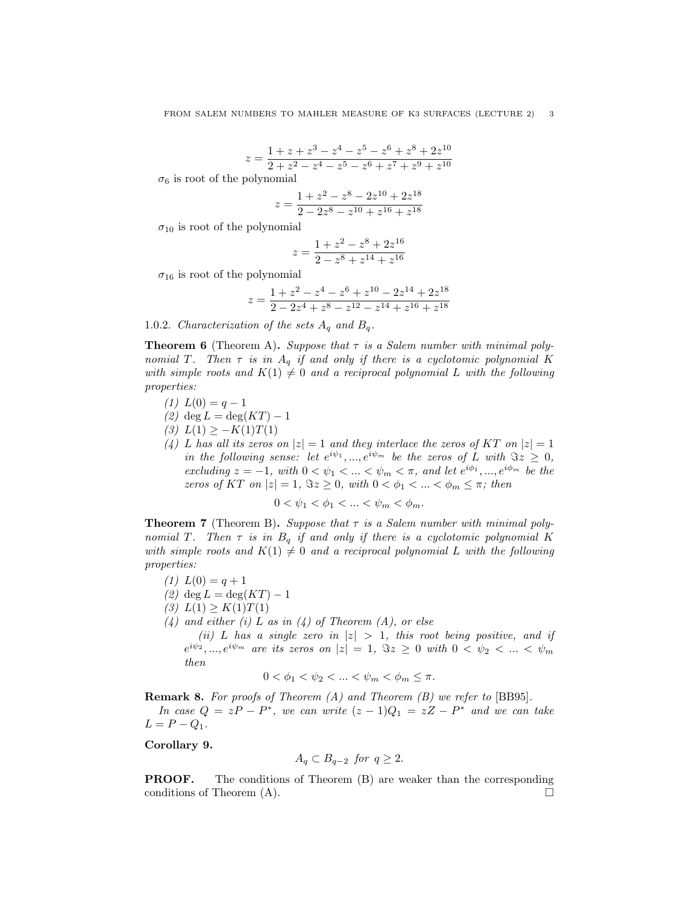$$z = \frac{1 + z + z^3 - z^4 - z^5 - z^6 + z^8 + 2z^{10}}{2 + z^2 - z^4 - z^5 - z^6 + z^7 + z^9 + z^{10}}$$

$\sigma_6$ is root of the polynomial

$$z = \frac{1 + z^2 - z^8 - 2z^{10} + 2z^{18}}{2 - 2z^8 - z^{10} + z^{16} + z^{18}}$$

$\sigma_{10}$ is root of the polynomial

$$z = \frac{1 + z^2 - z^8 + 2z^{16}}{2 - z^8 + z^{14} + z^{16}}$$

$\sigma_{16}$ is root of the polynomial

$$z = \frac{1 + z^2 - z^4 - z^6 + z^{10} - 2z^{14} + 2z^{18}}{2 - 2z^4 + z^8 - z^{12} - z^{14} + z^{16} + z^{18}}$$

1.0.2. *Characterization of the sets $A_q$ and $B_q$.*

**Theorem 6** (Theorem A)**.** *Suppose that $\tau$ is a Salem number with minimal polynomial $T$. Then $\tau$ is in $A_q$ if and only if there is a cyclotomic polynomial $K$ with simple roots and $K(1) \neq 0$ and a reciprocal polynomial $L$ with the following properties:*

*(1) $L(0) = q - 1$*
*(2) $\deg L = \deg(KT) - 1$*
*(3) $L(1) \geq -K(1)T(1)$*
*(4) $L$ has all its zeros on $|z| = 1$ and they interlace the zeros of $KT$ on $|z| = 1$ in the following sense: let $e^{i\psi_1}, ..., e^{i\psi_m}$ be the zeros of $L$ with $\Im z \geq 0$, excluding $z = -1$, with $0 < \psi_1 < ... < \psi_m < \pi$, and let $e^{i\phi_1}, ..., e^{i\phi_m}$ be the zeros of $KT$ on $|z| = 1$, $\Im z \geq 0$, with $0 < \phi_1 < ... < \phi_m \leq \pi$; then*

$$0 < \psi_1 < \phi_1 < ... < \psi_m < \phi_m.$$

**Theorem 7** (Theorem B)**.** *Suppose that $\tau$ is a Salem number with minimal polynomial $T$. Then $\tau$ is in $B_q$ if and only if there is a cyclotomic polynomial $K$ with simple roots and $K(1) \neq 0$ and a reciprocal polynomial $L$ with the following properties:*

*(1) $L(0) = q + 1$*
*(2) $\deg L = \deg(KT) - 1$*
*(3) $L(1) \geq K(1)T(1)$*
*(4) and either (i) $L$ as in (4) of Theorem (A), or else*
*(ii) $L$ has a single zero in $|z| > 1$, this root being positive, and if $e^{i\psi_2}, ..., e^{i\psi_m}$ are its zeros on $|z| = 1$, $\Im z \geq 0$ with $0 < \psi_2 < ... < \psi_m$ then*

$$0 < \phi_1 < \psi_2 < ... < \psi_m < \phi_m \leq \pi.$$

**Remark 8.** *For proofs of Theorem (A) and Theorem (B) we refer to* [BB95].
*In case $Q = zP - P^*$, we can write $(z-1)Q_1 = zZ - P^*$ and we can take $L = P - Q_1$.*

**Corollary 9.**

$$A_q \subset B_{q-2} \text{ for } q \geq 2.$$

**PROOF.** The conditions of Theorem (B) are weaker than the corresponding conditions of Theorem (A). □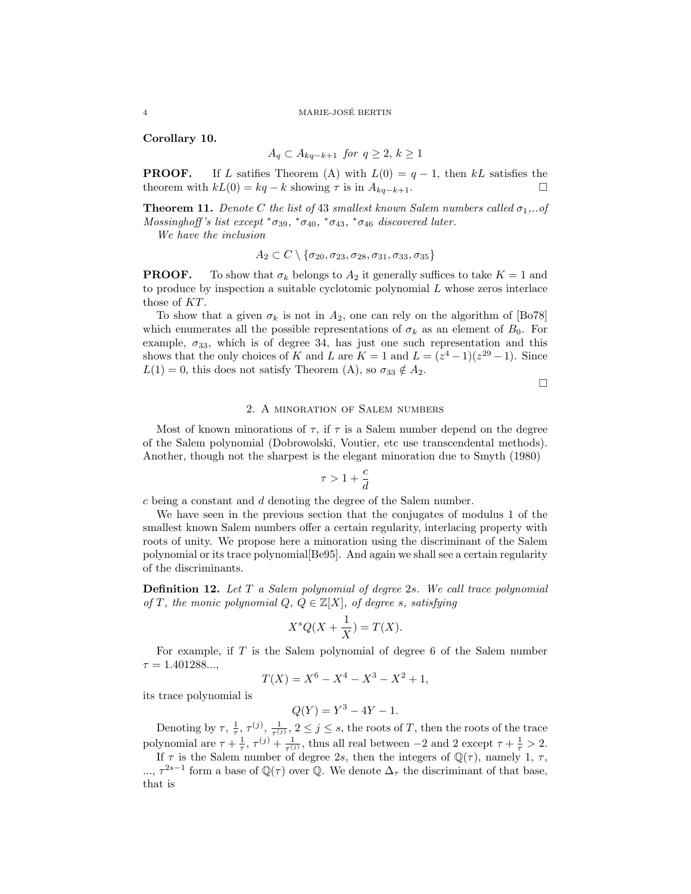**Corollary 10.**

$$A_q \subset A_{kq-k+1} \text{ for } q \geq 2,\ k \geq 1$$

**PROOF.** If $L$ satifies Theorem (A) with $L(0) = q - 1$, then $kL$ satisfies the theorem with $kL(0) = kq - k$ showing $\tau$ is in $A_{kq-k+1}$. $\square$

**Theorem 11.** *Denote $C$ the list of 43 smallest known Salem numbers called $\sigma_1$,..of Mossinghoff's list except $^*\sigma_{39}$, $^*\sigma_{40}$, $^*\sigma_{43}$, $^*\sigma_{46}$ discovered later.*

*We have the inclusion*

$$A_2 \subset C \setminus \{\sigma_{20}, \sigma_{23}, \sigma_{28}, \sigma_{31}, \sigma_{33}, \sigma_{35}\}$$

**PROOF.** To show that $\sigma_k$ belongs to $A_2$ it generally suffices to take $K = 1$ and to produce by inspection a suitable cyclotomic polynomial $L$ whose zeros interlace those of $KT$.

To show that a given $\sigma_k$ is not in $A_2$, one can rely on the algorithm of [Bo78] which enumerates all the possible representations of $\sigma_k$ as an element of $B_0$. For example, $\sigma_{33}$, which is of degree 34, has just one such representation and this shows that the only choices of $K$ and $L$ are $K = 1$ and $L = (z^4 - 1)(z^{29} - 1)$. Since $L(1) = 0$, this does not satisfy Theorem (A), so $\sigma_{33} \notin A_2$.

$\square$

## 2. A minoration of Salem numbers

Most of known minorations of $\tau$, if $\tau$ is a Salem number depend on the degree of the Salem polynomial (Dobrowolski, Voutier, etc use transcendental methods). Another, though not the sharpest is the elegant minoration due to Smyth (1980)

$$\tau > 1 + \frac{c}{d}$$

$c$ being a constant and $d$ denoting the degree of the Salem number.

We have seen in the previous section that the conjugates of modulus 1 of the smallest known Salem numbers offer a certain regularity, interlacing property with roots of unity. We propose here a minoration using the discriminant of the Salem polynomial or its trace polynomial[Be95]. And again we shall see a certain regularity of the discriminants.

**Definition 12.** *Let $T$ a Salem polynomial of degree $2s$. We call trace polynomial of $T$, the monic polynomial $Q$, $Q \in \mathbb{Z}[X]$, of degree $s$, satisfying*

$$X^s Q(X + \frac{1}{X}) = T(X).$$

For example, if $T$ is the Salem polynomial of degree 6 of the Salem number $\tau = 1.401288...$,

$$T(X) = X^6 - X^4 - X^3 - X^2 + 1,$$

its trace polynomial is

$$Q(Y) = Y^3 - 4Y - 1.$$

Denoting by $\tau$, $\frac{1}{\tau}$, $\tau^{(j)}$, $\frac{1}{\tau^{(j)}}$, $2 \leq j \leq s$, the roots of $T$, then the roots of the trace polynomial are $\tau + \frac{1}{\tau}$, $\tau^{(j)} + \frac{1}{\tau^{(j)}}$, thus all real between $-2$ and $2$ except $\tau + \frac{1}{\tau} > 2$.

If $\tau$ is the Salem number of degree $2s$, then the integers of $\mathbb{Q}(\tau)$, namely 1, $\tau$, ..., $\tau^{2s-1}$ form a base of $\mathbb{Q}(\tau)$ over $\mathbb{Q}$. We denote $\Delta_\tau$ the discriminant of that base, that is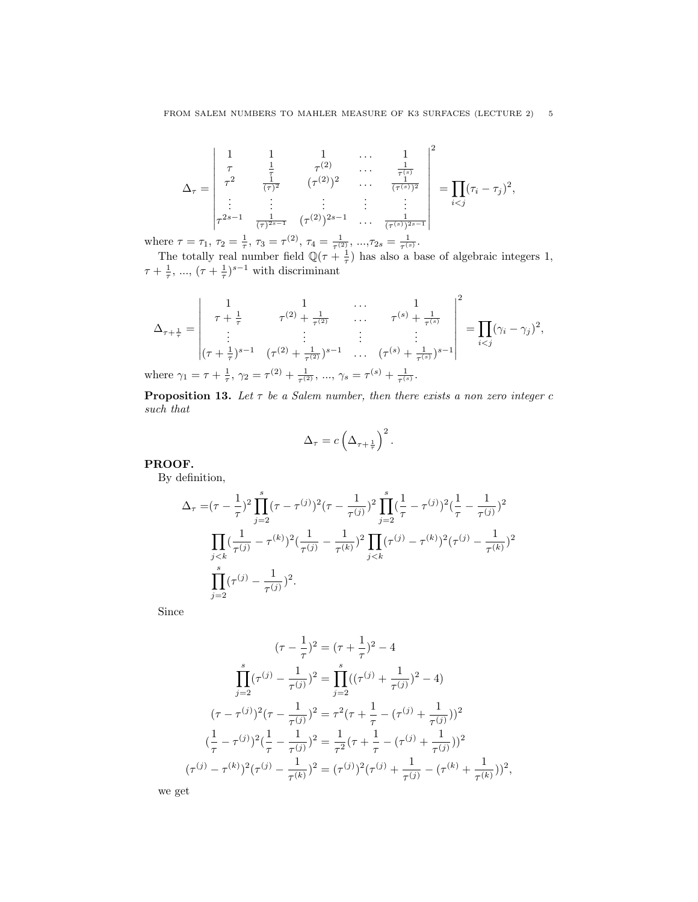$$
\Delta_\tau = \begin{vmatrix}
1 & 1 & 1 & \dots & 1 \\
\tau & \frac{1}{\tau} & \tau^{(2)} & \dots & \frac{1}{\tau^{(s)}} \\
\tau^2 & \frac{1}{(\tau)^2} & (\tau^{(2)})^2 & \dots & \frac{1}{(\tau^{(s)})^2} \\
\vdots & \vdots & \vdots & \vdots & \vdots \\
\tau^{2s-1} & \frac{1}{(\tau)^{2s-1}} & (\tau^{(2)})^{2s-1} & \dots & \frac{1}{(\tau^{(s)})^{2s-1}}
\end{vmatrix}^2 = \prod_{i<j} (\tau_i - \tau_j)^2,
$$

where $\tau = \tau_1$, $\tau_2 = \frac{1}{\tau}$, $\tau_3 = \tau^{(2)}$, $\tau_4 = \frac{1}{\tau^{(2)}}$, ...,$\tau_{2s} = \frac{1}{\tau^{(s)}}$.

The totally real number field $\mathbb{Q}(\tau + \frac{1}{\tau})$ has also a base of algebraic integers 1, $\tau + \frac{1}{\tau}$, ..., $(\tau + \frac{1}{\tau})^{s-1}$ with discriminant

$$
\Delta_{\tau+\frac{1}{\tau}} = \begin{vmatrix}
1 & 1 & \dots & 1 \\
\tau + \frac{1}{\tau} & \tau^{(2)} + \frac{1}{\tau^{(2)}} & \dots & \tau^{(s)} + \frac{1}{\tau^{(s)}} \\
\vdots & \vdots & \vdots & \vdots \\
(\tau + \frac{1}{\tau})^{s-1} & (\tau^{(2)} + \frac{1}{\tau^{(2)}})^{s-1} & \dots & (\tau^{(s)} + \frac{1}{\tau^{(s)}})^{s-1}
\end{vmatrix}^2 = \prod_{i<j} (\gamma_i - \gamma_j)^2,
$$

where $\gamma_1 = \tau + \frac{1}{\tau}$, $\gamma_2 = \tau^{(2)} + \frac{1}{\tau^{(2)}}$, ..., $\gamma_s = \tau^{(s)} + \frac{1}{\tau^{(s)}}$.

**Proposition 13.** *Let $\tau$ be a Salem number, then there exists a non zero integer $c$ such that*

$$
\Delta_\tau = c \left( \Delta_{\tau+\frac{1}{\tau}} \right)^2.
$$

**PROOF.**

By definition,

$$
\begin{aligned}
\Delta_\tau =& (\tau - \frac{1}{\tau})^2 \prod_{j=2}^{s} (\tau - \tau^{(j)})^2 (\tau - \frac{1}{\tau^{(j)}})^2 \prod_{j=2}^{s} (\frac{1}{\tau} - \tau^{(j)})^2 (\frac{1}{\tau} - \frac{1}{\tau^{(j)}})^2 \\
& \prod_{j<k} (\frac{1}{\tau^{(j)}} - \tau^{(k)})^2 (\frac{1}{\tau^{(j)}} - \frac{1}{\tau^{(k)}})^2 \prod_{j<k} (\tau^{(j)} - \tau^{(k)})^2 (\tau^{(j)} - \frac{1}{\tau^{(k)}})^2 \\
& \prod_{j=2}^{s} (\tau^{(j)} - \frac{1}{\tau^{(j)}})^2.
\end{aligned}
$$

Since

$$
\begin{gathered}
(\tau - \frac{1}{\tau})^2 = (\tau + \frac{1}{\tau})^2 - 4 \\
\prod_{j=2}^{s} (\tau^{(j)} - \frac{1}{\tau^{(j)}})^2 = \prod_{j=2}^{s} ((\tau^{(j)} + \frac{1}{\tau^{(j)}})^2 - 4) \\
(\tau - \tau^{(j)})^2 (\tau - \frac{1}{\tau^{(j)}})^2 = \tau^2 (\tau + \frac{1}{\tau} - (\tau^{(j)} + \frac{1}{\tau^{(j)}}))^2 \\
(\frac{1}{\tau} - \tau^{(j)})^2 (\frac{1}{\tau} - \frac{1}{\tau^{(j)}})^2 = \frac{1}{\tau^2} (\tau + \frac{1}{\tau} - (\tau^{(j)} + \frac{1}{\tau^{(j)}}))^2 \\
(\tau^{(j)} - \tau^{(k)})^2 (\tau^{(j)} - \frac{1}{\tau^{(k)}})^2 = (\tau^{(j)})^2 (\tau^{(j)} + \frac{1}{\tau^{(j)}} - (\tau^{(k)} + \frac{1}{\tau^{(k)}}))^2,
\end{gathered}
$$

we get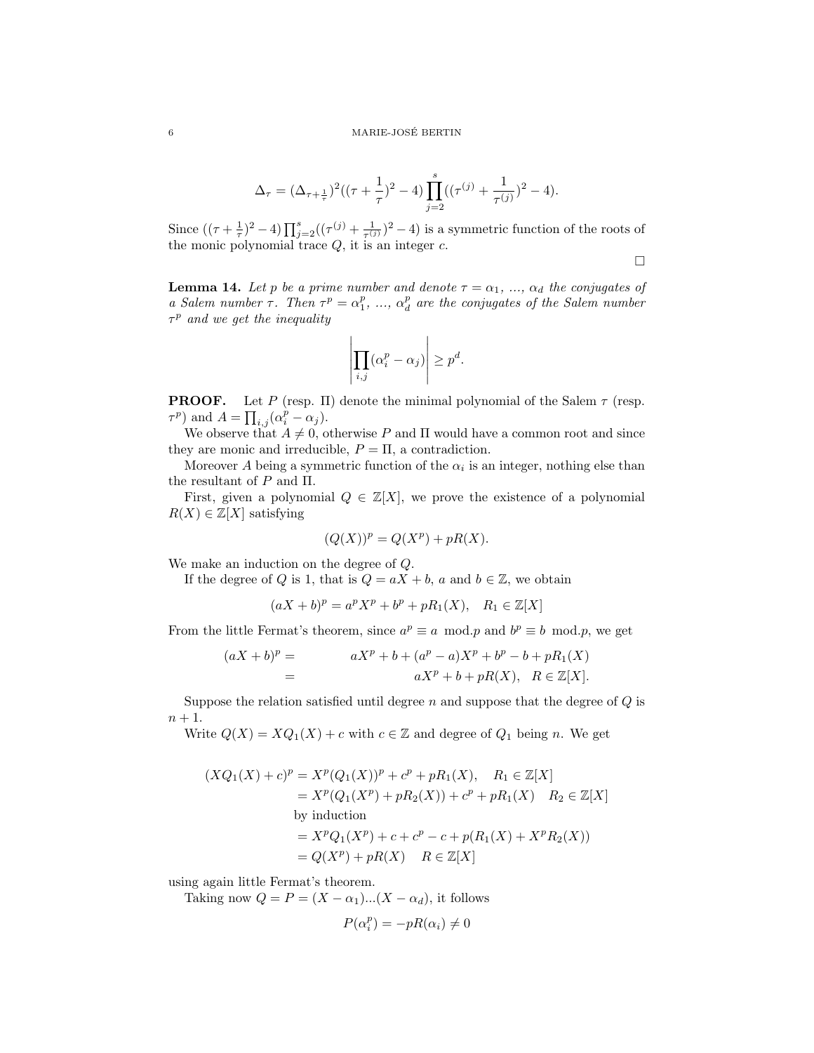$$\Delta_\tau = (\Delta_{\tau+\frac{1}{\tau}})^2((\tau+\frac{1}{\tau})^2-4)\prod_{j=2}^{s}((\tau^{(j)}+\frac{1}{\tau^{(j)}})^2-4).$$

Since $((\tau+\frac{1}{\tau})^2-4)\prod_{j=2}^{s}((\tau^{(j)}+\frac{1}{\tau^{(j)}})^2-4)$ is a symmetric function of the roots of the monic polynomial trace $Q$, it is an integer $c$.

□

**Lemma 14.** *Let $p$ be a prime number and denote $\tau=\alpha_1$, ..., $\alpha_d$ the conjugates of a Salem number $\tau$. Then $\tau^p=\alpha_1^p$, ..., $\alpha_d^p$ are the conjugates of the Salem number $\tau^p$ and we get the inequality*

$$\left|\prod_{i,j}(\alpha_i^p-\alpha_j)\right| \geq p^d.$$

**PROOF.** Let $P$ (resp. $\Pi$) denote the minimal polynomial of the Salem $\tau$ (resp. $\tau^p$) and $A=\prod_{i,j}(\alpha_i^p-\alpha_j)$.

We observe that $A\neq 0$, otherwise $P$ and $\Pi$ would have a common root and since they are monic and irreducible, $P=\Pi$, a contradiction.

Moreover $A$ being a symmetric function of the $\alpha_i$ is an integer, nothing else than the resultant of $P$ and $\Pi$.

First, given a polynomial $Q\in\mathbb{Z}[X]$, we prove the existence of a polynomial $R(X)\in\mathbb{Z}[X]$ satisfying

$$(Q(X))^p = Q(X^p)+pR(X).$$

We make an induction on the degree of $Q$.

If the degree of $Q$ is 1, that is $Q=aX+b$, $a$ and $b\in\mathbb{Z}$, we obtain

$$(aX+b)^p = a^pX^p+b^p+pR_1(X), \quad R_1\in\mathbb{Z}[X]$$

From the little Fermat's theorem, since $a^p\equiv a \mod. p$ and $b^p\equiv b \mod. p$, we get

$$\begin{aligned}(aX+b)^p &= aX^p+b+(a^p-a)X^p+b^p-b+pR_1(X)\\ &= aX^p+b+pR(X), \quad R\in\mathbb{Z}[X].\end{aligned}$$

Suppose the relation satisfied until degree $n$ and suppose that the degree of $Q$ is $n+1$.

Write $Q(X)=XQ_1(X)+c$ with $c\in\mathbb{Z}$ and degree of $Q_1$ being $n$. We get

$$\begin{aligned}(XQ_1(X)+c)^p &= X^p(Q_1(X))^p+c^p+pR_1(X), \quad R_1\in\mathbb{Z}[X]\\ &= X^p(Q_1(X^p)+pR_2(X))+c^p+pR_1(X) \quad R_2\in\mathbb{Z}[X]\\ &\text{by induction}\\ &= X^pQ_1(X^p)+c+c^p-c+p(R_1(X)+X^pR_2(X))\\ &= Q(X^p)+pR(X) \quad R\in\mathbb{Z}[X]\end{aligned}$$

using again little Fermat's theorem.

Taking now $Q=P=(X-\alpha_1)...(X-\alpha_d)$, it follows

$$P(\alpha_i^p) = -pR(\alpha_i)\neq 0$$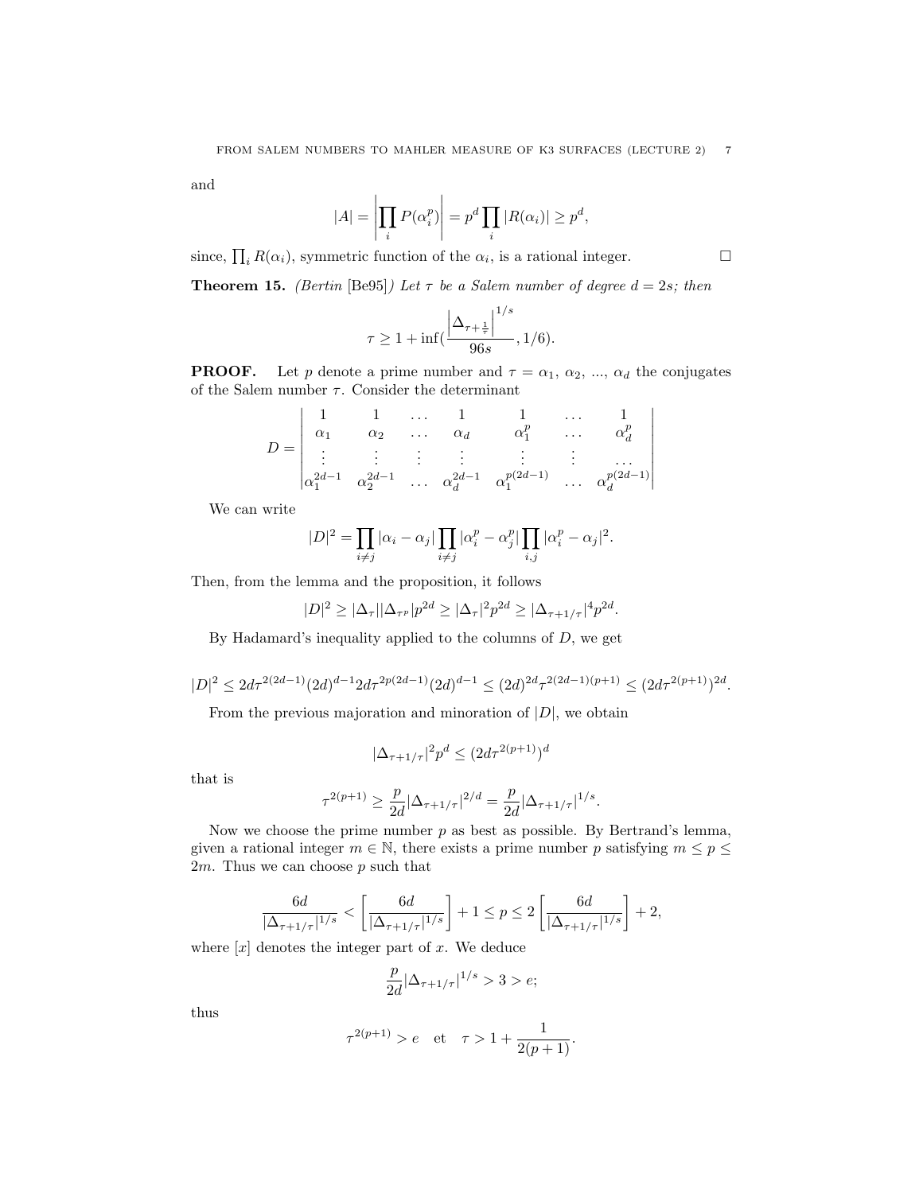and

$$|A| = \left|\prod_i P(\alpha_i^p)\right| = p^d \prod_i |R(\alpha_i)| \geq p^d,$$

since, $\prod_i R(\alpha_i)$, symmetric function of the $\alpha_i$, is a rational integer. $\square$

**Theorem 15.** *(Bertin [Be95]) Let $\tau$ be a Salem number of degree $d = 2s$; then*

$$\tau \geq 1 + \inf\left(\frac{\left|\Delta_{\tau+\frac{1}{\tau}}\right|^{1/s}}{96s}, 1/6\right).$$

**PROOF.** Let $p$ denote a prime number and $\tau = \alpha_1, \alpha_2, ..., \alpha_d$ the conjugates of the Salem number $\tau$. Consider the determinant

$$D = \begin{vmatrix} 1 & 1 & \dots & 1 & 1 & \dots & 1 \\ \alpha_1 & \alpha_2 & \dots & \alpha_d & \alpha_1^p & \dots & \alpha_d^p \\ \vdots & \vdots & \vdots & \vdots & \vdots & \vdots & \dots \\ \alpha_1^{2d-1} & \alpha_2^{2d-1} & \dots & \alpha_d^{2d-1} & \alpha_1^{p(2d-1)} & \dots & \alpha_d^{p(2d-1)} \end{vmatrix}$$

We can write

$$|D|^2 = \prod_{i \neq j} |\alpha_i - \alpha_j| \prod_{i \neq j} |\alpha_i^p - \alpha_j^p| \prod_{i,j} |\alpha_i^p - \alpha_j|^2.$$

Then, from the lemma and the proposition, it follows

$$|D|^2 \geq |\Delta_\tau||\Delta_{\tau^p}|p^{2d} \geq |\Delta_\tau|^2 p^{2d} \geq |\Delta_{\tau+1/\tau}|^4 p^{2d}.$$

By Hadamard's inequality applied to the columns of $D$, we get

$$|D|^2 \leq 2d\tau^{2(2d-1)}(2d)^{d-1}2d\tau^{2p(2d-1)}(2d)^{d-1} \leq (2d)^{2d}\tau^{2(2d-1)(p+1)} \leq (2d\tau^{2(p+1)})^{2d}.$$

From the previous majoration and minoration of $|D|$, we obtain

$$|\Delta_{\tau+1/\tau}|^2 p^d \leq (2d\tau^{2(p+1)})^d$$

that is

$$\tau^{2(p+1)} \geq \frac{p}{2d}|\Delta_{\tau+1/\tau}|^{2/d} = \frac{p}{2d}|\Delta_{\tau+1/\tau}|^{1/s}.$$

Now we choose the prime number $p$ as best as possible. By Bertrand's lemma, given a rational integer $m \in \mathbb{N}$, there exists a prime number $p$ satisfying $m \leq p \leq 2m$. Thus we can choose $p$ such that

$$\frac{6d}{|\Delta_{\tau+1/\tau}|^{1/s}} < \left[\frac{6d}{|\Delta_{\tau+1/\tau}|^{1/s}}\right] + 1 \leq p \leq 2\left[\frac{6d}{|\Delta_{\tau+1/\tau}|^{1/s}}\right] + 2,$$

where $[x]$ denotes the integer part of $x$. We deduce

$$\frac{p}{2d}|\Delta_{\tau+1/\tau}|^{1/s} > 3 > e;$$

thus

$$\tau^{2(p+1)} > e \quad \text{et} \quad \tau > 1 + \frac{1}{2(p+1)}.$$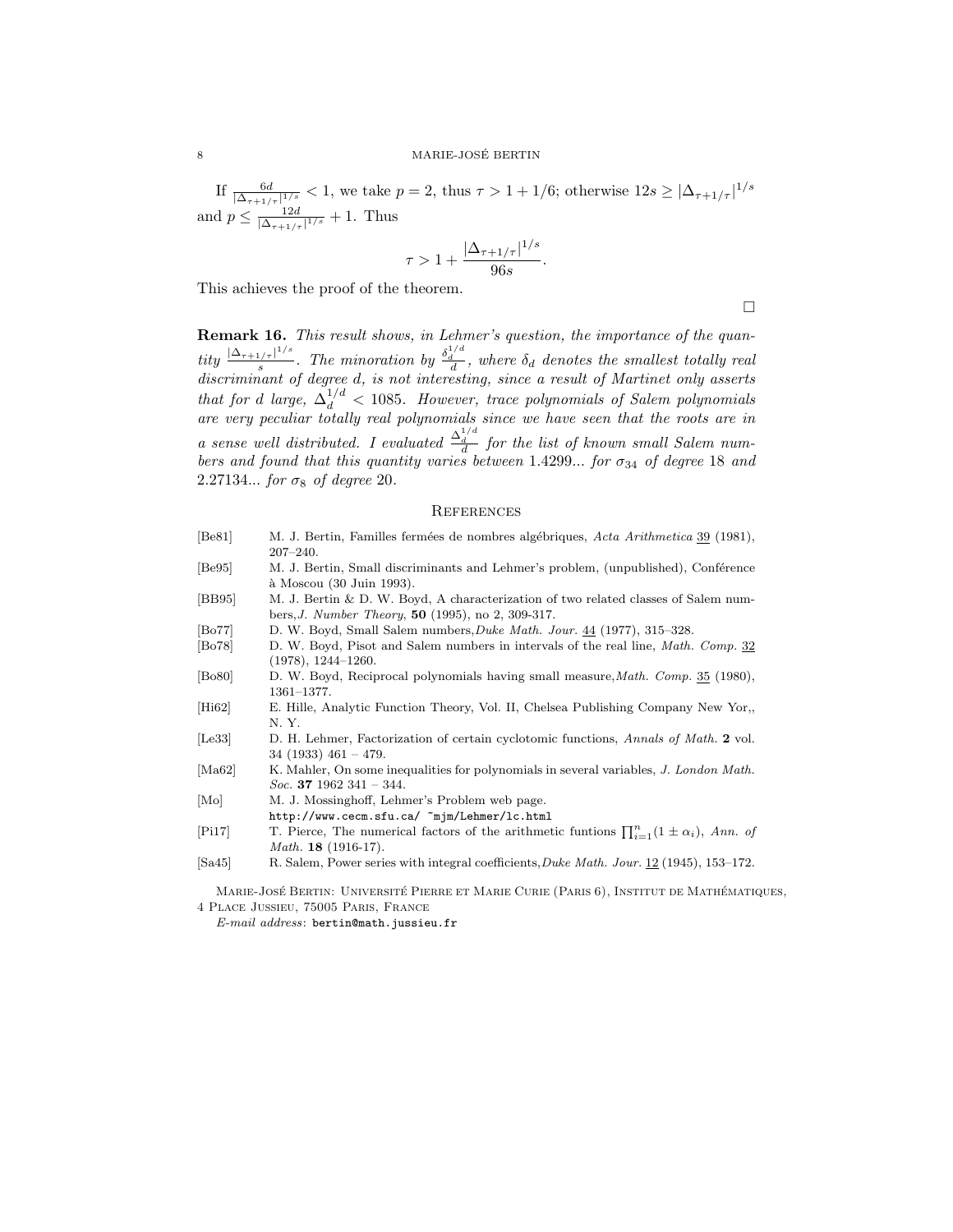If $\frac{6d}{|\Delta_{\tau+1/\tau}|^{1/s}} < 1$, we take $p = 2$, thus $\tau > 1 + 1/6$; otherwise $12s \geq |\Delta_{\tau+1/\tau}|^{1/s}$ and $p \leq \frac{12d}{|\Delta_{\tau+1/\tau}|^{1/s}} + 1$. Thus

$$\tau > 1 + \frac{|\Delta_{\tau+1/\tau}|^{1/s}}{96s}.$$

This achieves the proof of the theorem.

□

**Remark 16.** *This result shows, in Lehmer's question, the importance of the quantity* $\frac{|\Delta_{\tau+1/\tau}|^{1/s}}{s}$. *The minoration by* $\frac{\delta_d^{1/d}}{d}$, *where* $\delta_d$ *denotes the smallest totally real discriminant of degree* $d$, *is not interesting, since a result of Martinet only asserts that for* $d$ *large,* $\Delta_d^{1/d} < 1085$. *However, trace polynomials of Salem polynomials are very peculiar totally real polynomials since we have seen that the roots are in a sense well distributed. I evaluated* $\frac{\Delta_d^{1/d}}{d}$ *for the list of known small Salem numbers and found that this quantity varies between* 1.4299... *for* $\sigma_{34}$ *of degree* 18 *and* 2.27134... *for* $\sigma_8$ *of degree* 20.

## References

[Be81] M. J. Bertin, Familles fermées de nombres algébriques, *Acta Arithmetica* 39 (1981), 207–240.

[Be95] M. J. Bertin, Small discriminants and Lehmer's problem, (unpublished), Conférence à Moscou (30 Juin 1993).

[BB95] M. J. Bertin & D. W. Boyd, A characterization of two related classes of Salem numbers, *J. Number Theory*, **50** (1995), no 2, 309-317.

[Bo77] D. W. Boyd, Small Salem numbers, *Duke Math. Jour.* 44 (1977), 315–328.

[Bo78] D. W. Boyd, Pisot and Salem numbers in intervals of the real line, *Math. Comp.* 32 (1978), 1244–1260.

[Bo80] D. W. Boyd, Reciprocal polynomials having small measure, *Math. Comp.* 35 (1980), 1361–1377.

[Hi62] E. Hille, Analytic Function Theory, Vol. II, Chelsea Publishing Company New Yor,, N. Y.

[Le33] D. H. Lehmer, Factorization of certain cyclotomic functions, *Annals of Math.* **2** vol. 34 (1933) 461 – 479.

[Ma62] K. Mahler, On some inequalities for polynomials in several variables, *J. London Math. Soc.* **37** 1962 341 – 344.

[Mo] M. J. Mossinghoff, Lehmer's Problem web page. http://www.cecm.sfu.ca/ ~mjm/Lehmer/lc.html

[Pi17] T. Pierce, The numerical factors of the arithmetic funtions $\prod_{i=1}^{n}(1 \pm \alpha_i)$, *Ann. of Math.* **18** (1916-17).

[Sa45] R. Salem, Power series with integral coefficients, *Duke Math. Jour.* 12 (1945), 153–172.

Marie-José Bertin: Université Pierre et Marie Curie (Paris 6), Institut de Mathématiques, 4 Place Jussieu, 75005 Paris, France

*E-mail address*: bertin@math.jussieu.fr